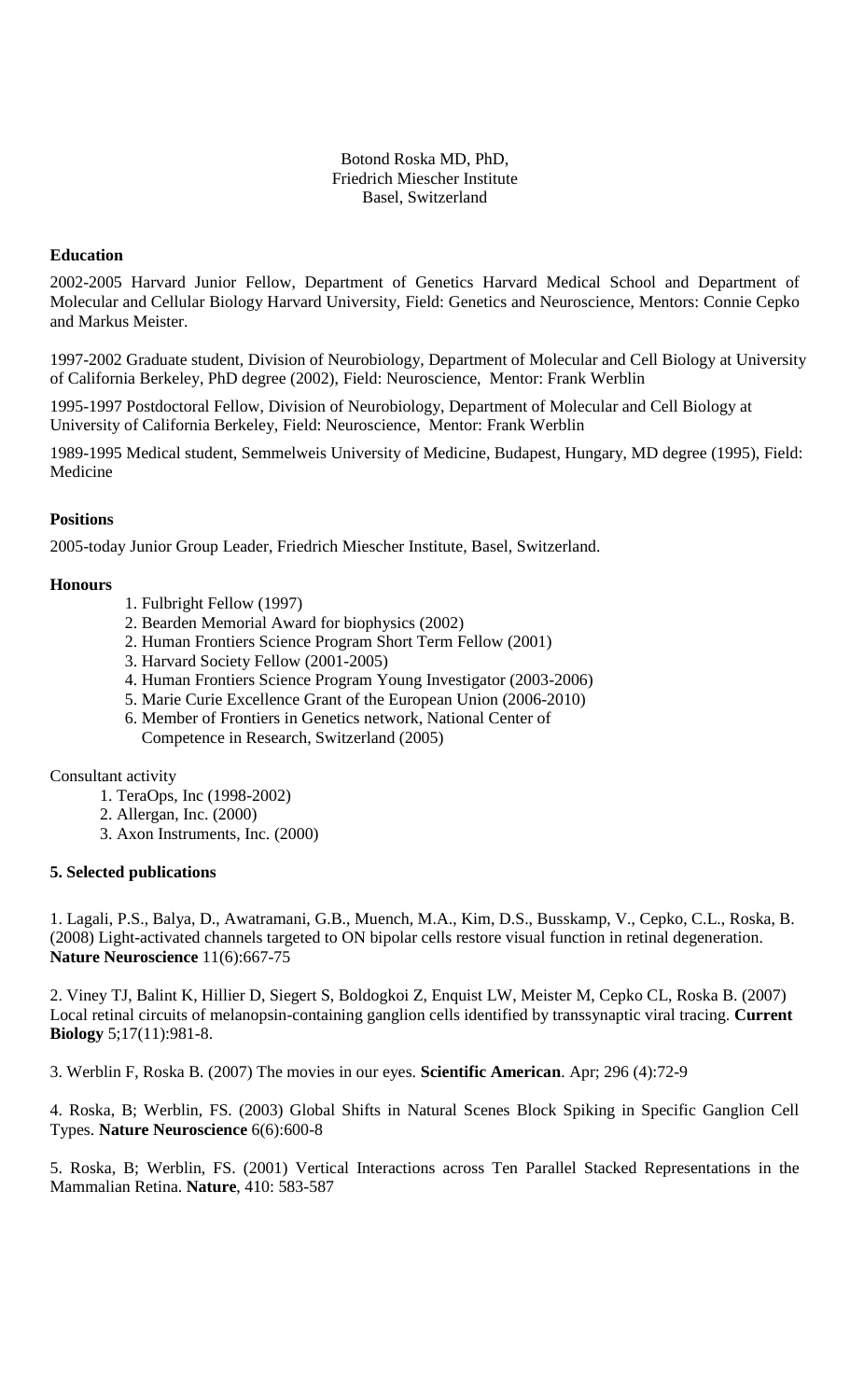Botond Roska MD, PhD,
Friedrich Miescher Institute
Basel, Switzerland

**Education**

2002-2005 Harvard Junior Fellow, Department of Genetics Harvard Medical School and Department of Molecular and Cellular Biology Harvard University, Field: Genetics and Neuroscience, Mentors: Connie Cepko and Markus Meister.

1997-2002 Graduate student, Division of Neurobiology, Department of Molecular and Cell Biology at University of California Berkeley, PhD degree (2002), Field: Neuroscience, Mentor: Frank Werblin

1995-1997 Postdoctoral Fellow, Division of Neurobiology, Department of Molecular and Cell Biology at University of California Berkeley, Field: Neuroscience, Mentor: Frank Werblin

1989-1995 Medical student, Semmelweis University of Medicine, Budapest, Hungary, MD degree (1995), Field: Medicine

**Positions**

2005-today Junior Group Leader, Friedrich Miescher Institute, Basel, Switzerland.

**Honours**

1. Fulbright Fellow (1997)
2. Bearden Memorial Award for biophysics (2002)
2. Human Frontiers Science Program Short Term Fellow (2001)
3. Harvard Society Fellow (2001-2005)
4. Human Frontiers Science Program Young Investigator (2003-2006)
5. Marie Curie Excellence Grant of the European Union (2006-2010)
6. Member of Frontiers in Genetics network, National Center of Competence in Research, Switzerland (2005)

Consultant activity

1. TeraOps, Inc (1998-2002)
2. Allergan, Inc. (2000)
3. Axon Instruments, Inc. (2000)

**5. Selected publications**

1. Lagali, P.S., Balya, D., Awatramani, G.B., Muench, M.A., Kim, D.S., Busskamp, V., Cepko, C.L., Roska, B. (2008) Light-activated channels targeted to ON bipolar cells restore visual function in retinal degeneration. **Nature Neuroscience** 11(6):667-75

2. Viney TJ, Balint K, Hillier D, Siegert S, Boldogkoi Z, Enquist LW, Meister M, Cepko CL, Roska B. (2007) Local retinal circuits of melanopsin-containing ganglion cells identified by transsynaptic viral tracing. **Current Biology** 5;17(11):981-8.

3. Werblin F, Roska B. (2007) The movies in our eyes. **Scientific American**. Apr; 296 (4):72-9

4. Roska, B; Werblin, FS. (2003) Global Shifts in Natural Scenes Block Spiking in Specific Ganglion Cell Types. **Nature Neuroscience** 6(6):600-8

5. Roska, B; Werblin, FS. (2001) Vertical Interactions across Ten Parallel Stacked Representations in the Mammalian Retina. **Nature**, 410: 583-587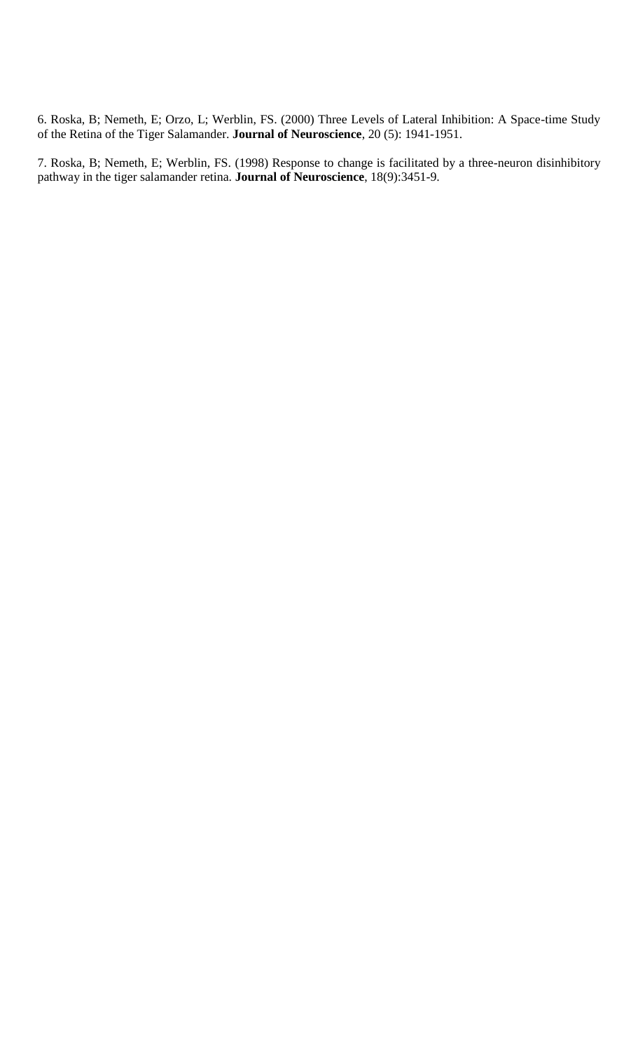6. Roska, B; Nemeth, E; Orzo, L; Werblin, FS. (2000) Three Levels of Lateral Inhibition: A Space-time Study of the Retina of the Tiger Salamander. **Journal of Neuroscience**, 20 (5): 1941-1951.

7. Roska, B; Nemeth, E; Werblin, FS. (1998) Response to change is facilitated by a three-neuron disinhibitory pathway in the tiger salamander retina. **Journal of Neuroscience**, 18(9):3451-9.